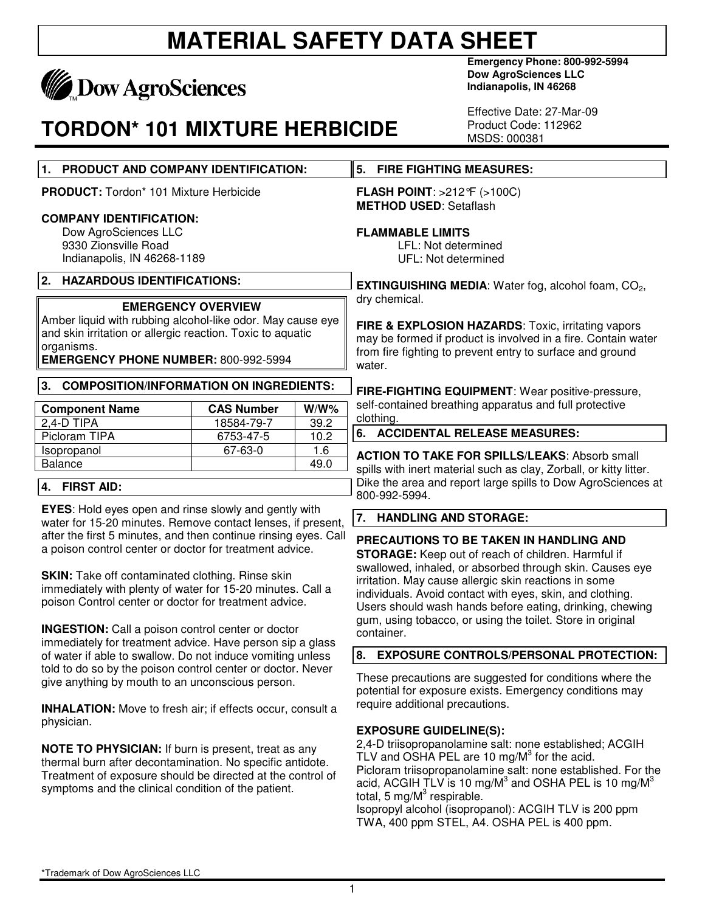# MATERIAL SAFETY DATA SHEET

Dow AgroSciences

**Emergency Phone: 800-992-5994**
**Dow AgroSciences LLC**
**Indianapolis, IN 46268**

Effective Date: 27-Mar-09
Product Code: 112962
MSDS: 000381

# TORDON* 101 MIXTURE HERBICIDE

## 1. PRODUCT AND COMPANY IDENTIFICATION:

**PRODUCT:** Tordon* 101 Mixture Herbicide

**COMPANY IDENTIFICATION:**
Dow AgroSciences LLC
9330 Zionsville Road
Indianapolis, IN 46268-1189

## 2. HAZARDOUS IDENTIFICATIONS:

**EMERGENCY OVERVIEW**
Amber liquid with rubbing alcohol-like odor. May cause eye and skin irritation or allergic reaction. Toxic to aquatic organisms.
**EMERGENCY PHONE NUMBER:** 800-992-5994

## 3. COMPOSITION/INFORMATION ON INGREDIENTS:

| Component Name | CAS Number | W/W% |
|---|---|---|
| 2,4-D TIPA | 18584-79-7 | 39.2 |
| Picloram TIPA | 6753-47-5 | 10.2 |
| Isopropanol | 67-63-0 | 1.6 |
| Balance | | 49.0 |

## 4. FIRST AID:

**EYES**: Hold eyes open and rinse slowly and gently with water for 15-20 minutes. Remove contact lenses, if present, after the first 5 minutes, and then continue rinsing eyes. Call a poison control center or doctor for treatment advice.

**SKIN:** Take off contaminated clothing. Rinse skin immediately with plenty of water for 15-20 minutes. Call a poison Control center or doctor for treatment advice.

**INGESTION:** Call a poison control center or doctor immediately for treatment advice. Have person sip a glass of water if able to swallow. Do not induce vomiting unless told to do so by the poison control center or doctor. Never give anything by mouth to an unconscious person.

**INHALATION:** Move to fresh air; if effects occur, consult a physician.

**NOTE TO PHYSICIAN:** If burn is present, treat as any thermal burn after decontamination. No specific antidote. Treatment of exposure should be directed at the control of symptoms and the clinical condition of the patient.

## 5. FIRE FIGHTING MEASURES:

**FLASH POINT**: >212°F (>100C)
**METHOD USED**: Setaflash

**FLAMMABLE LIMITS**
LFL: Not determined
UFL: Not determined

**EXTINGUISHING MEDIA**: Water fog, alcohol foam, $CO_2$, dry chemical.

**FIRE & EXPLOSION HAZARDS**: Toxic, irritating vapors may be formed if product is involved in a fire. Contain water from fire fighting to prevent entry to surface and ground water.

**FIRE-FIGHTING EQUIPMENT**: Wear positive-pressure, self-contained breathing apparatus and full protective clothing.

## 6. ACCIDENTAL RELEASE MEASURES:

**ACTION TO TAKE FOR SPILLS/LEAKS**: Absorb small spills with inert material such as clay, Zorball, or kitty litter. Dike the area and report large spills to Dow AgroSciences at 800-992-5994.

## 7. HANDLING AND STORAGE:

**PRECAUTIONS TO BE TAKEN IN HANDLING AND STORAGE:** Keep out of reach of children. Harmful if swallowed, inhaled, or absorbed through skin. Causes eye irritation. May cause allergic skin reactions in some individuals. Avoid contact with eyes, skin, and clothing. Users should wash hands before eating, drinking, chewing gum, using tobacco, or using the toilet. Store in original container.

## 8. EXPOSURE CONTROLS/PERSONAL PROTECTION:

These precautions are suggested for conditions where the potential for exposure exists. Emergency conditions may require additional precautions.

**EXPOSURE GUIDELINE(S):**
2,4-D triisopropanolamine salt: none established; ACGIH TLV and OSHA PEL are 10 $mg/M^3$ for the acid.
Picloram triisopropanolamine salt: none established. For the acid, ACGIH TLV is 10 $mg/M^3$ and OSHA PEL is 10 $mg/M^3$ total, 5 $mg/M^3$ respirable.
Isopropyl alcohol (isopropanol): ACGIH TLV is 200 ppm TWA, 400 ppm STEL, A4. OSHA PEL is 400 ppm.

*Trademark of Dow AgroSciences LLC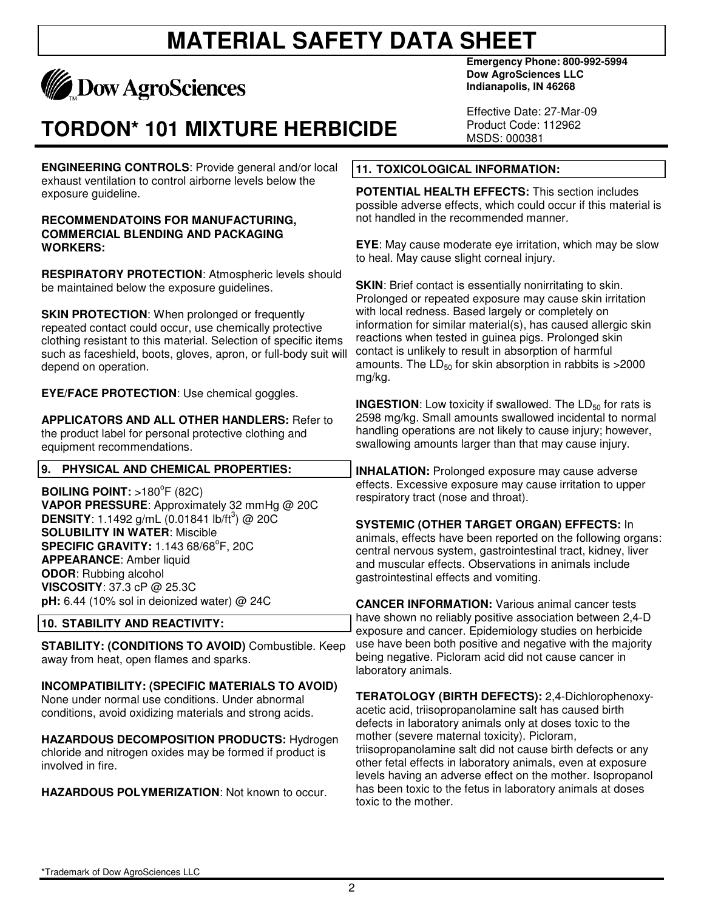# MATERIAL SAFETY DATA SHEET

Dow AgroSciences

**Emergency Phone: 800-992-5994**
**Dow AgroSciences LLC**
**Indianapolis, IN 46268**

# TORDON* 101 MIXTURE HERBICIDE

Effective Date: 27-Mar-09
Product Code: 112962
MSDS: 000381

**ENGINEERING CONTROLS**: Provide general and/or local exhaust ventilation to control airborne levels below the exposure guideline.

**RECOMMENDATOINS FOR MANUFACTURING, COMMERCIAL BLENDING AND PACKAGING WORKERS:**

**RESPIRATORY PROTECTION**: Atmospheric levels should be maintained below the exposure guidelines.

**SKIN PROTECTION**: When prolonged or frequently repeated contact could occur, use chemically protective clothing resistant to this material. Selection of specific items such as faceshield, boots, gloves, apron, or full-body suit will depend on operation.

**EYE/FACE PROTECTION**: Use chemical goggles.

**APPLICATORS AND ALL OTHER HANDLERS:** Refer to the product label for personal protective clothing and equipment recommendations.

## 9. PHYSICAL AND CHEMICAL PROPERTIES:

**BOILING POINT:** >180°F (82C)
**VAPOR PRESSURE**: Approximately 32 mmHg @ 20C
**DENSITY**: 1.1492 g/mL (0.01841 lb/ft$^3$) @ 20C
**SOLUBILITY IN WATER**: Miscible
**SPECIFIC GRAVITY:** 1.143 68/68°F, 20C
**APPEARANCE**: Amber liquid
**ODOR**: Rubbing alcohol
**VISCOSITY**: 37.3 cP @ 25.3C
**pH:** 6.44 (10% sol in deionized water) @ 24C

## 10. STABILITY AND REACTIVITY:

**STABILITY: (CONDITIONS TO AVOID)** Combustible. Keep away from heat, open flames and sparks.

**INCOMPATIBILITY: (SPECIFIC MATERIALS TO AVOID)** None under normal use conditions. Under abnormal conditions, avoid oxidizing materials and strong acids.

**HAZARDOUS DECOMPOSITION PRODUCTS:** Hydrogen chloride and nitrogen oxides may be formed if product is involved in fire.

**HAZARDOUS POLYMERIZATION**: Not known to occur.

## 11. TOXICOLOGICAL INFORMATION:

**POTENTIAL HEALTH EFFECTS:** This section includes possible adverse effects, which could occur if this material is not handled in the recommended manner.

**EYE**: May cause moderate eye irritation, which may be slow to heal. May cause slight corneal injury.

**SKIN**: Brief contact is essentially nonirritating to skin. Prolonged or repeated exposure may cause skin irritation with local redness. Based largely or completely on information for similar material(s), has caused allergic skin reactions when tested in guinea pigs. Prolonged skin contact is unlikely to result in absorption of harmful amounts. The $LD_{50}$ for skin absorption in rabbits is >2000 mg/kg.

**INGESTION**: Low toxicity if swallowed. The $LD_{50}$ for rats is 2598 mg/kg. Small amounts swallowed incidental to normal handling operations are not likely to cause injury; however, swallowing amounts larger than that may cause injury.

**INHALATION:** Prolonged exposure may cause adverse effects. Excessive exposure may cause irritation to upper respiratory tract (nose and throat).

**SYSTEMIC (OTHER TARGET ORGAN) EFFECTS:** In animals, effects have been reported on the following organs: central nervous system, gastrointestinal tract, kidney, liver and muscular effects. Observations in animals include gastrointestinal effects and vomiting.

**CANCER INFORMATION:** Various animal cancer tests have shown no reliably positive association between 2,4-D exposure and cancer. Epidemiology studies on herbicide use have been both positive and negative with the majority being negative. Picloram acid did not cause cancer in laboratory animals.

**TERATOLOGY (BIRTH DEFECTS):** 2,4-Dichlorophenoxy-acetic acid, triisopropanolamine salt has caused birth defects in laboratory animals only at doses toxic to the mother (severe maternal toxicity). Picloram, triisopropanolamine salt did not cause birth defects or any other fetal effects in laboratory animals, even at exposure levels having an adverse effect on the mother. Isopropanol has been toxic to the fetus in laboratory animals at doses toxic to the mother.

*Trademark of Dow AgroSciences LLC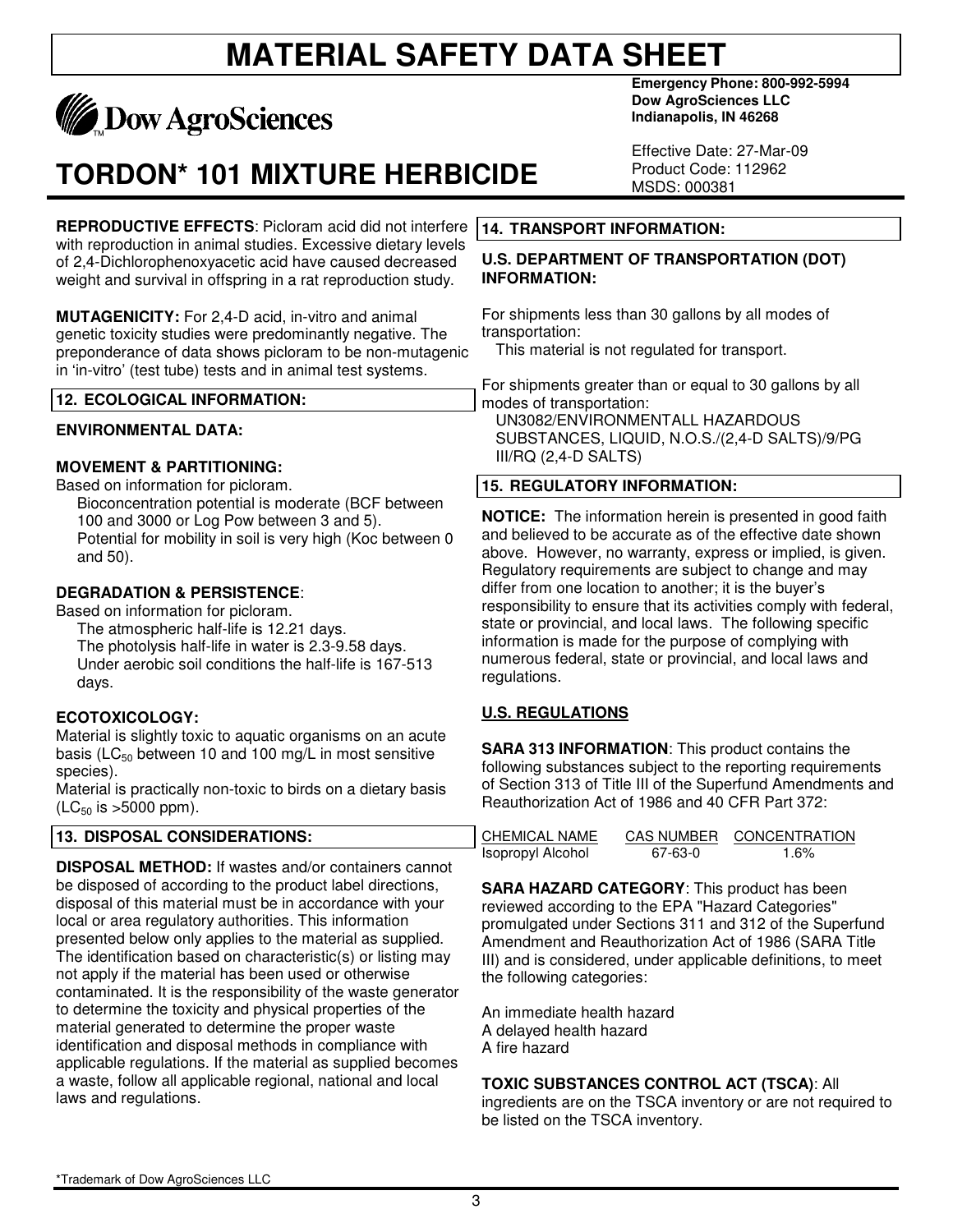# MATERIAL SAFETY DATA SHEET

Dow AgroSciences

**Emergency Phone: 800-992-5994**
**Dow AgroSciences LLC**
**Indianapolis, IN 46268**

# TORDON* 101 MIXTURE HERBICIDE

Effective Date: 27-Mar-09
Product Code: 112962
MSDS: 000381

**REPRODUCTIVE EFFECTS**: Picloram acid did not interfere with reproduction in animal studies. Excessive dietary levels of 2,4-Dichlorophenoxyacetic acid have caused decreased weight and survival in offspring in a rat reproduction study.

**MUTAGENICITY:** For 2,4-D acid, in-vitro and animal genetic toxicity studies were predominantly negative. The preponderance of data shows picloram to be non-mutagenic in 'in-vitro' (test tube) tests and in animal test systems.

## 12. ECOLOGICAL INFORMATION:

**ENVIRONMENTAL DATA:**

**MOVEMENT & PARTITIONING:**
Based on information for picloram.
Bioconcentration potential is moderate (BCF between 100 and 3000 or Log Pow between 3 and 5).
Potential for mobility in soil is very high (Koc between 0 and 50).

**DEGRADATION & PERSISTENCE**:
Based on information for picloram.
The atmospheric half-life is 12.21 days.
The photolysis half-life in water is 2.3-9.58 days.
Under aerobic soil conditions the half-life is 167-513 days.

**ECOTOXICOLOGY:**
Material is slightly toxic to aquatic organisms on an acute basis ($LC_{50}$ between 10 and 100 mg/L in most sensitive species).
Material is practically non-toxic to birds on a dietary basis ($LC_{50}$ is >5000 ppm).

## 13. DISPOSAL CONSIDERATIONS:

**DISPOSAL METHOD:** If wastes and/or containers cannot be disposed of according to the product label directions, disposal of this material must be in accordance with your local or area regulatory authorities. This information presented below only applies to the material as supplied. The identification based on characteristic(s) or listing may not apply if the material has been used or otherwise contaminated. It is the responsibility of the waste generator to determine the toxicity and physical properties of the material generated to determine the proper waste identification and disposal methods in compliance with applicable regulations. If the material as supplied becomes a waste, follow all applicable regional, national and local laws and regulations.

## 14. TRANSPORT INFORMATION:

**U.S. DEPARTMENT OF TRANSPORTATION (DOT) INFORMATION:**

For shipments less than 30 gallons by all modes of transportation:
This material is not regulated for transport.

For shipments greater than or equal to 30 gallons by all modes of transportation:
UN3082/ENVIRONMENTALL HAZARDOUS SUBSTANCES, LIQUID, N.O.S./(2,4-D SALTS)/9/PG III/RQ (2,4-D SALTS)

## 15. REGULATORY INFORMATION:

**NOTICE:** The information herein is presented in good faith and believed to be accurate as of the effective date shown above. However, no warranty, express or implied, is given. Regulatory requirements are subject to change and may differ from one location to another; it is the buyer's responsibility to ensure that its activities comply with federal, state or provincial, and local laws. The following specific information is made for the purpose of complying with numerous federal, state or provincial, and local laws and regulations.

**U.S. REGULATIONS**

**SARA 313 INFORMATION**: This product contains the following substances subject to the reporting requirements of Section 313 of Title III of the Superfund Amendments and Reauthorization Act of 1986 and 40 CFR Part 372:

| CHEMICAL NAME | CAS NUMBER | CONCENTRATION |
|---|---|---|
| Isopropyl Alcohol | 67-63-0 | 1.6% |

**SARA HAZARD CATEGORY**: This product has been reviewed according to the EPA "Hazard Categories" promulgated under Sections 311 and 312 of the Superfund Amendment and Reauthorization Act of 1986 (SARA Title III) and is considered, under applicable definitions, to meet the following categories:

An immediate health hazard
A delayed health hazard
A fire hazard

**TOXIC SUBSTANCES CONTROL ACT (TSCA)**: All ingredients are on the TSCA inventory or are not required to be listed on the TSCA inventory.

*Trademark of Dow AgroSciences LLC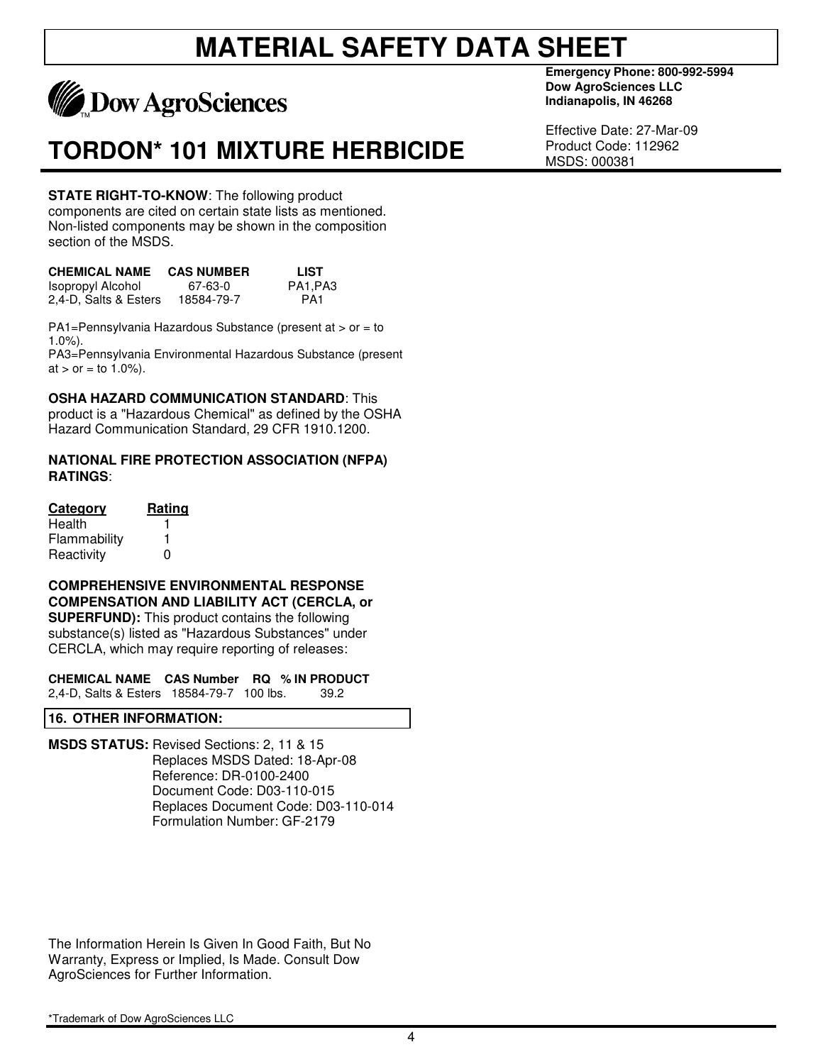# MATERIAL SAFETY DATA SHEET

Dow AgroSciences

**Emergency Phone: 800-992-5994**
**Dow AgroSciences LLC**
**Indianapolis, IN 46268**

## TORDON* 101 MIXTURE HERBICIDE

Effective Date: 27-Mar-09
Product Code: 112962
MSDS: 000381

**STATE RIGHT-TO-KNOW**: The following product components are cited on certain state lists as mentioned. Non-listed components may be shown in the composition section of the MSDS.

| CHEMICAL NAME | CAS NUMBER | LIST |
|---|---|---|
| Isopropyl Alcohol | 67-63-0 | PA1,PA3 |
| 2,4-D, Salts & Esters | 18584-79-7 | PA1 |

PA1=Pennsylvania Hazardous Substance (present at > or = to 1.0%).
PA3=Pennsylvania Environmental Hazardous Substance (present at > or = to 1.0%).

**OSHA HAZARD COMMUNICATION STANDARD**: This product is a "Hazardous Chemical" as defined by the OSHA Hazard Communication Standard, 29 CFR 1910.1200.

**NATIONAL FIRE PROTECTION ASSOCIATION (NFPA) RATINGS**:

| Category | Rating |
|---|---|
| Health | 1 |
| Flammability | 1 |
| Reactivity | 0 |

**COMPREHENSIVE ENVIRONMENTAL RESPONSE COMPENSATION AND LIABILITY ACT (CERCLA, or SUPERFUND):** This product contains the following substance(s) listed as "Hazardous Substances" under CERCLA, which may require reporting of releases:

| CHEMICAL NAME | CAS Number | RQ | % IN PRODUCT |
|---|---|---|---|
| 2,4-D, Salts & Esters | 18584-79-7 | 100 lbs. | 39.2 |

## 16. OTHER INFORMATION:

**MSDS STATUS:** Revised Sections: 2, 11 & 15
Replaces MSDS Dated: 18-Apr-08
Reference: DR-0100-2400
Document Code: D03-110-015
Replaces Document Code: D03-110-014
Formulation Number: GF-2179

The Information Herein Is Given In Good Faith, But No Warranty, Express or Implied, Is Made. Consult Dow AgroSciences for Further Information.

*Trademark of Dow AgroSciences LLC